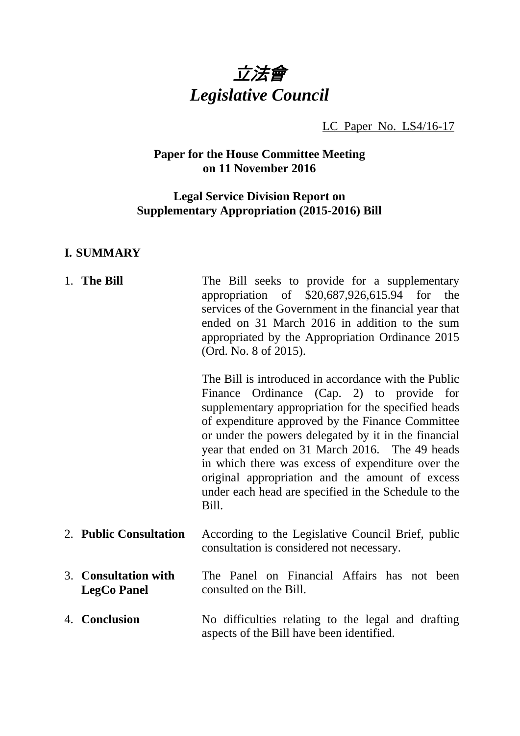# *立法會*
# *Legislative Council*

LC Paper No. LS4/16-17

**Paper for the House Committee Meeting on 11 November 2016**

**Legal Service Division Report on Supplementary Appropriation (2015-2016) Bill**

## I. SUMMARY

1. **The Bill**

   The Bill seeks to provide for a supplementary appropriation of $20,687,926,615.94 for the services of the Government in the financial year that ended on 31 March 2016 in addition to the sum appropriated by the Appropriation Ordinance 2015 (Ord. No. 8 of 2015).

   The Bill is introduced in accordance with the Public Finance Ordinance (Cap. 2) to provide for supplementary appropriation for the specified heads of expenditure approved by the Finance Committee or under the powers delegated by it in the financial year that ended on 31 March 2016. The 49 heads in which there was excess of expenditure over the original appropriation and the amount of excess under each head are specified in the Schedule to the Bill.

2. **Public Consultation**

   According to the Legislative Council Brief, public consultation is considered not necessary.

3. **Consultation with LegCo Panel**

   The Panel on Financial Affairs has not been consulted on the Bill.

4. **Conclusion**

   No difficulties relating to the legal and drafting aspects of the Bill have been identified.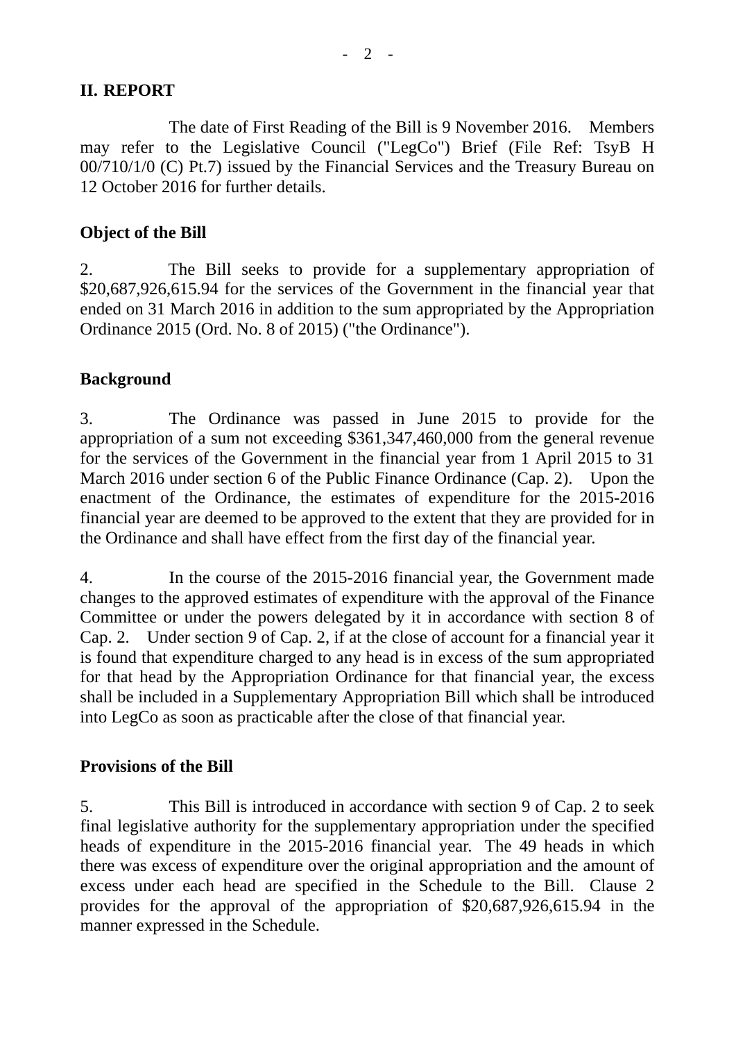## II. REPORT

The date of First Reading of the Bill is 9 November 2016. Members may refer to the Legislative Council ("LegCo") Brief (File Ref: TsyB H 00/710/1/0 (C) Pt.7) issued by the Financial Services and the Treasury Bureau on 12 October 2016 for further details.

### Object of the Bill

2. The Bill seeks to provide for a supplementary appropriation of $20,687,926,615.94 for the services of the Government in the financial year that ended on 31 March 2016 in addition to the sum appropriated by the Appropriation Ordinance 2015 (Ord. No. 8 of 2015) ("the Ordinance").

### Background

3. The Ordinance was passed in June 2015 to provide for the appropriation of a sum not exceeding $361,347,460,000 from the general revenue for the services of the Government in the financial year from 1 April 2015 to 31 March 2016 under section 6 of the Public Finance Ordinance (Cap. 2). Upon the enactment of the Ordinance, the estimates of expenditure for the 2015-2016 financial year are deemed to be approved to the extent that they are provided for in the Ordinance and shall have effect from the first day of the financial year.

4. In the course of the 2015-2016 financial year, the Government made changes to the approved estimates of expenditure with the approval of the Finance Committee or under the powers delegated by it in accordance with section 8 of Cap. 2. Under section 9 of Cap. 2, if at the close of account for a financial year it is found that expenditure charged to any head is in excess of the sum appropriated for that head by the Appropriation Ordinance for that financial year, the excess shall be included in a Supplementary Appropriation Bill which shall be introduced into LegCo as soon as practicable after the close of that financial year.

### Provisions of the Bill

5. This Bill is introduced in accordance with section 9 of Cap. 2 to seek final legislative authority for the supplementary appropriation under the specified heads of expenditure in the 2015-2016 financial year. The 49 heads in which there was excess of expenditure over the original appropriation and the amount of excess under each head are specified in the Schedule to the Bill. Clause 2 provides for the approval of the appropriation of $20,687,926,615.94 in the manner expressed in the Schedule.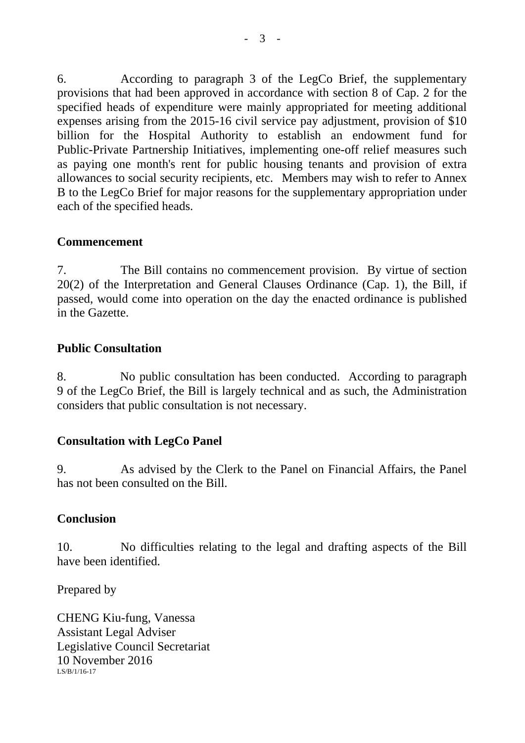6. According to paragraph 3 of the LegCo Brief, the supplementary provisions that had been approved in accordance with section 8 of Cap. 2 for the specified heads of expenditure were mainly appropriated for meeting additional expenses arising from the 2015-16 civil service pay adjustment, provision of $10 billion for the Hospital Authority to establish an endowment fund for Public-Private Partnership Initiatives, implementing one-off relief measures such as paying one month's rent for public housing tenants and provision of extra allowances to social security recipients, etc. Members may wish to refer to Annex B to the LegCo Brief for major reasons for the supplementary appropriation under each of the specified heads.

**Commencement**

7. The Bill contains no commencement provision. By virtue of section 20(2) of the Interpretation and General Clauses Ordinance (Cap. 1), the Bill, if passed, would come into operation on the day the enacted ordinance is published in the Gazette.

**Public Consultation**

8. No public consultation has been conducted. According to paragraph 9 of the LegCo Brief, the Bill is largely technical and as such, the Administration considers that public consultation is not necessary.

**Consultation with LegCo Panel**

9. As advised by the Clerk to the Panel on Financial Affairs, the Panel has not been consulted on the Bill.

**Conclusion**

10. No difficulties relating to the legal and drafting aspects of the Bill have been identified.

Prepared by

CHENG Kiu-fung, Vanessa
Assistant Legal Adviser
Legislative Council Secretariat
10 November 2016
LS/B/1/16-17